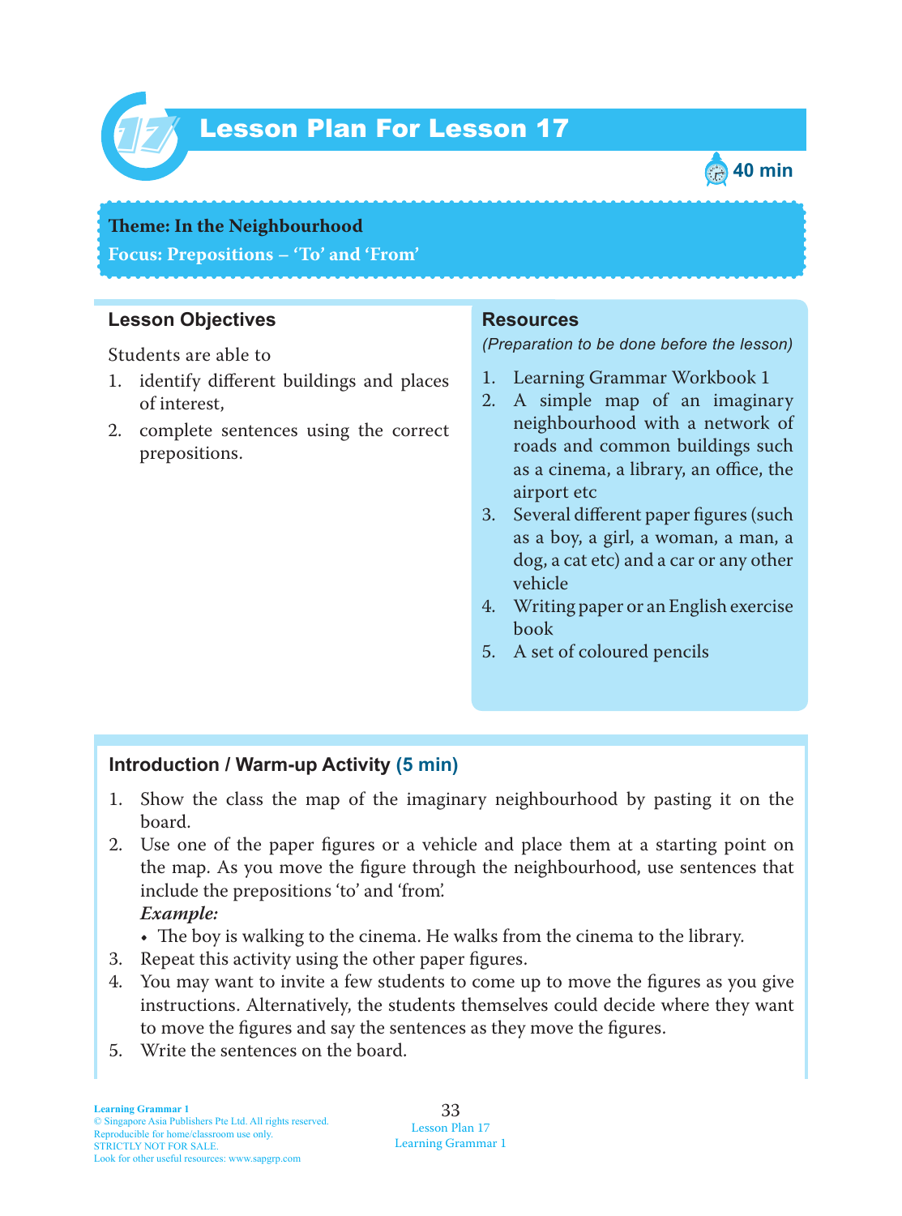# Lesson Plan For Lesson 17

40 min

**Theme: In the Neighbourhood**

**Focus: Prepositions – 'To' and 'From'**

## Lesson Objectives

Students are able to

1. identify different buildings and places of interest,
2. complete sentences using the correct prepositions.

## Resources

*(Preparation to be done before the lesson)*

1. Learning Grammar Workbook 1
2. A simple map of an imaginary neighbourhood with a network of roads and common buildings such as a cinema, a library, an office, the airport etc
3. Several different paper figures (such as a boy, a girl, a woman, a man, a dog, a cat etc) and a car or any other vehicle
4. Writing paper or an English exercise book
5. A set of coloured pencils

## Introduction / Warm-up Activity (5 min)

1. Show the class the map of the imaginary neighbourhood by pasting it on the board.
2. Use one of the paper figures or a vehicle and place them at a starting point on the map. As you move the figure through the neighbourhood, use sentences that include the prepositions 'to' and 'from'.

   ***Example:***
   - The boy is walking to the cinema. He walks from the cinema to the library.
3. Repeat this activity using the other paper figures.
4. You may want to invite a few students to come up to move the figures as you give instructions. Alternatively, the students themselves could decide where they want to move the figures and say the sentences as they move the figures.
5. Write the sentences on the board.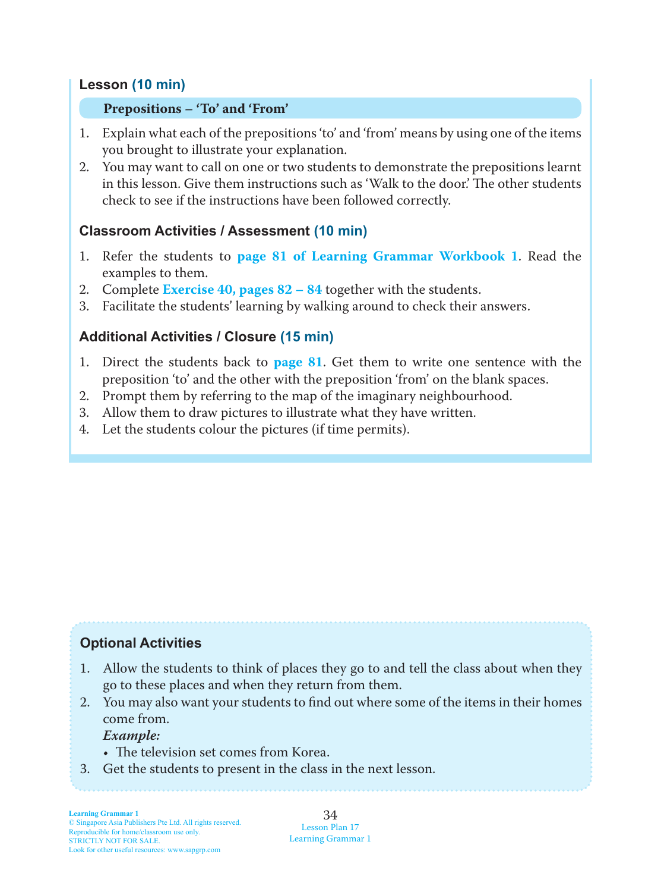## Lesson (10 min)

**Prepositions – 'To' and 'From'**

1. Explain what each of the prepositions 'to' and 'from' means by using one of the items you brought to illustrate your explanation.
2. You may want to call on one or two students to demonstrate the prepositions learnt in this lesson. Give them instructions such as 'Walk to the door.' The other students check to see if the instructions have been followed correctly.

## Classroom Activities / Assessment (10 min)

1. Refer the students to **page 81 of Learning Grammar Workbook 1**. Read the examples to them.
2. Complete **Exercise 40, pages 82 – 84** together with the students.
3. Facilitate the students' learning by walking around to check their answers.

## Additional Activities / Closure (15 min)

1. Direct the students back to **page 81**. Get them to write one sentence with the preposition 'to' and the other with the preposition 'from' on the blank spaces.
2. Prompt them by referring to the map of the imaginary neighbourhood.
3. Allow them to draw pictures to illustrate what they have written.
4. Let the students colour the pictures (if time permits).

## Optional Activities

1. Allow the students to think of places they go to and tell the class about when they go to these places and when they return from them.
2. You may also want your students to find out where some of the items in their homes come from.

   ***Example:***
   - The television set comes from Korea.
3. Get the students to present in the class in the next lesson.